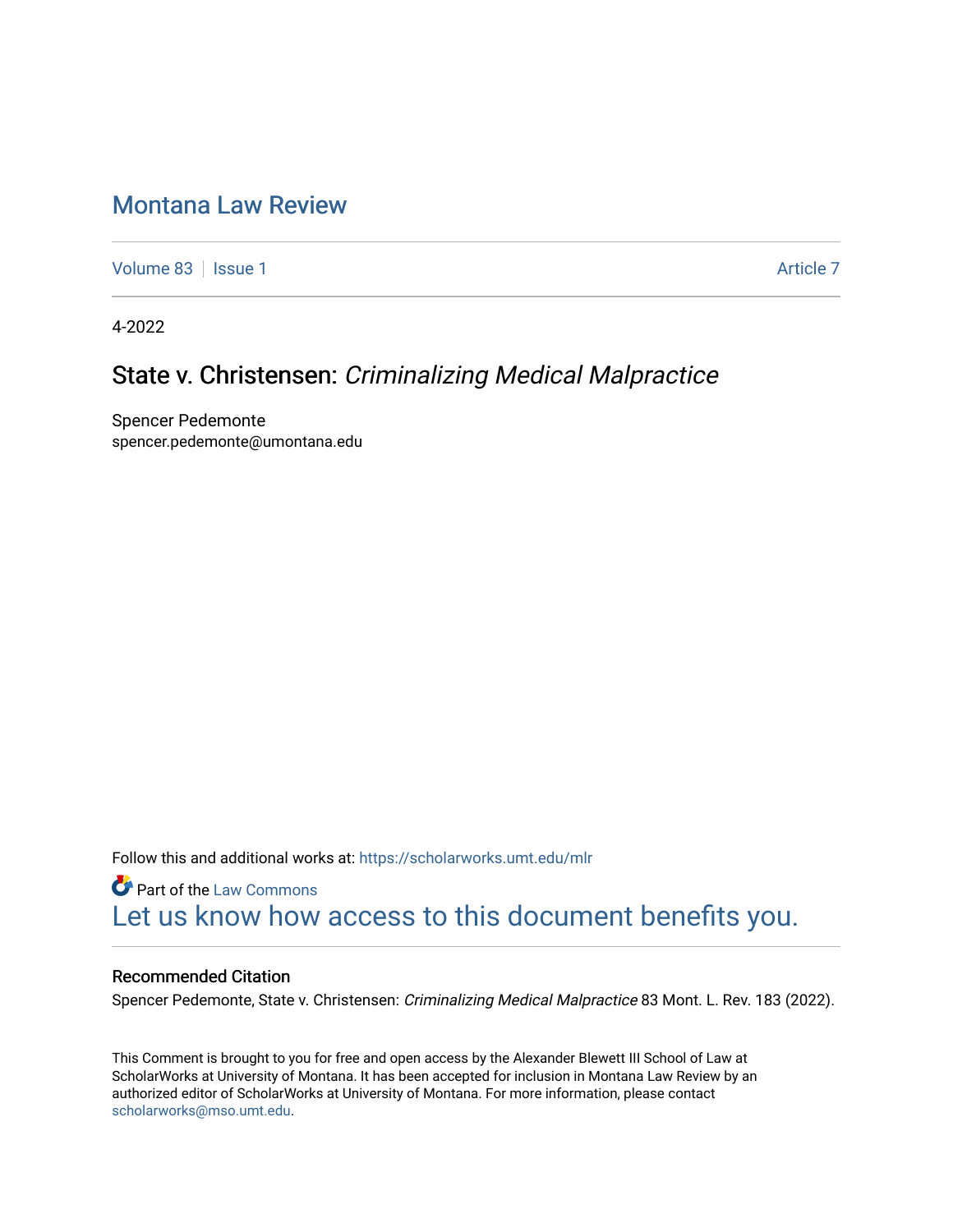# Montana Law Review

Volume 83 | Issue 1 Article 7

4-2022

## State v. Christensen: *Criminalizing Medical Malpractice*

Spencer Pedemonte
spencer.pedemonte@umontana.edu

Follow this and additional works at: https://scholarworks.umt.edu/mlr

Part of the Law Commons
Let us know how access to this document benefits you.

### Recommended Citation

Spencer Pedemonte, State v. Christensen: *Criminalizing Medical Malpractice* 83 Mont. L. Rev. 183 (2022).

This Comment is brought to you for free and open access by the Alexander Blewett III School of Law at ScholarWorks at University of Montana. It has been accepted for inclusion in Montana Law Review by an authorized editor of ScholarWorks at University of Montana. For more information, please contact scholarworks@mso.umt.edu.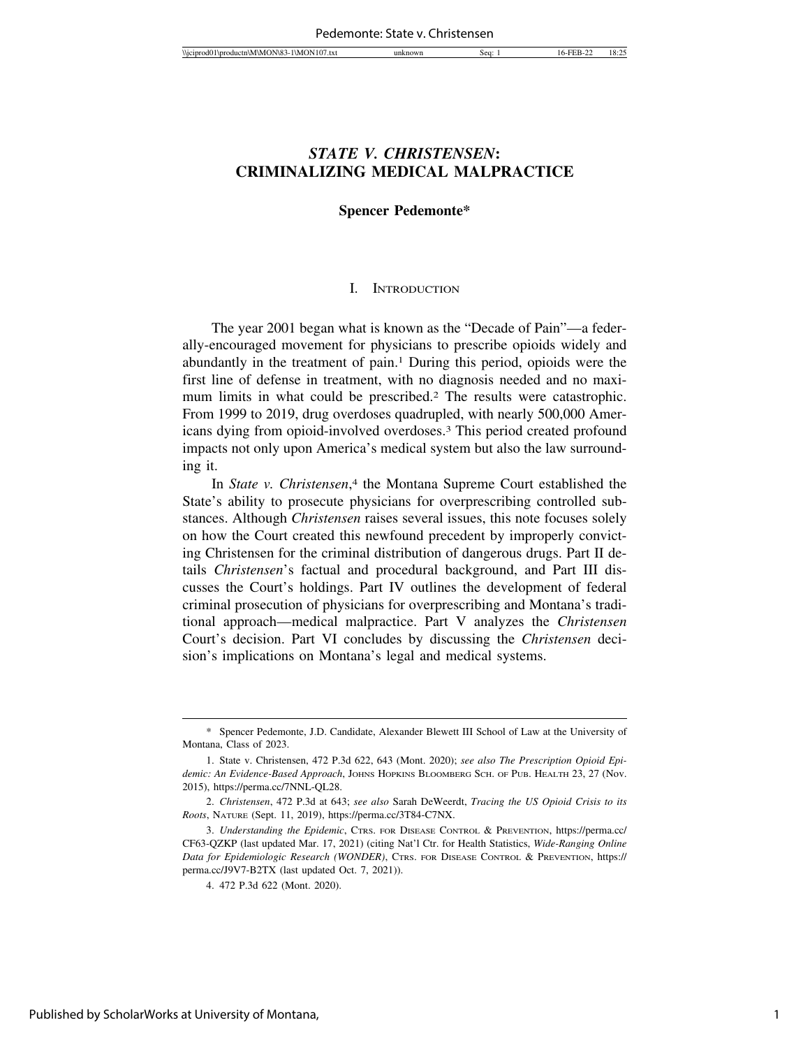# *STATE V. CHRISTENSEN*: CRIMINALIZING MEDICAL MALPRACTICE

**Spencer Pedemonte***

## I. Introduction

The year 2001 began what is known as the "Decade of Pain"—a federally-encouraged movement for physicians to prescribe opioids widely and abundantly in the treatment of pain.[1] During this period, opioids were the first line of defense in treatment, with no diagnosis needed and no maximum limits in what could be prescribed.[2] The results were catastrophic. From 1999 to 2019, drug overdoses quadrupled, with nearly 500,000 Americans dying from opioid-involved overdoses.[3] This period created profound impacts not only upon America's medical system but also the law surrounding it.

In *State v. Christensen*,[4] the Montana Supreme Court established the State's ability to prosecute physicians for overprescribing controlled substances. Although *Christensen* raises several issues, this note focuses solely on how the Court created this newfound precedent by improperly convicting Christensen for the criminal distribution of dangerous drugs. Part II details *Christensen*'s factual and procedural background, and Part III discusses the Court's holdings. Part IV outlines the development of federal criminal prosecution of physicians for overprescribing and Montana's traditional approach—medical malpractice. Part V analyzes the *Christensen* Court's decision. Part VI concludes by discussing the *Christensen* decision's implications on Montana's legal and medical systems.

---

\* Spencer Pedemonte, J.D. Candidate, Alexander Blewett III School of Law at the University of Montana, Class of 2023.

1. State v. Christensen, 472 P.3d 622, 643 (Mont. 2020); *see also The Prescription Opioid Epidemic: An Evidence-Based Approach*, Johns Hopkins Bloomberg Sch. of Pub. Health 23, 27 (Nov. 2015), https://perma.cc/7NNL-QL28.

2. *Christensen*, 472 P.3d at 643; *see also* Sarah DeWeerdt, *Tracing the US Opioid Crisis to its Roots*, Nature (Sept. 11, 2019), https://perma.cc/3T84-C7NX.

3. *Understanding the Epidemic*, Ctrs. for Disease Control & Prevention, https://perma.cc/CF63-QZKP (last updated Mar. 17, 2021) (citing Nat'l Ctr. for Health Statistics, *Wide-Ranging Online Data for Epidemiologic Research (WONDER)*, Ctrs. for Disease Control & Prevention, https://perma.cc/J9V7-B2TX (last updated Oct. 7, 2021)).

4. 472 P.3d 622 (Mont. 2020).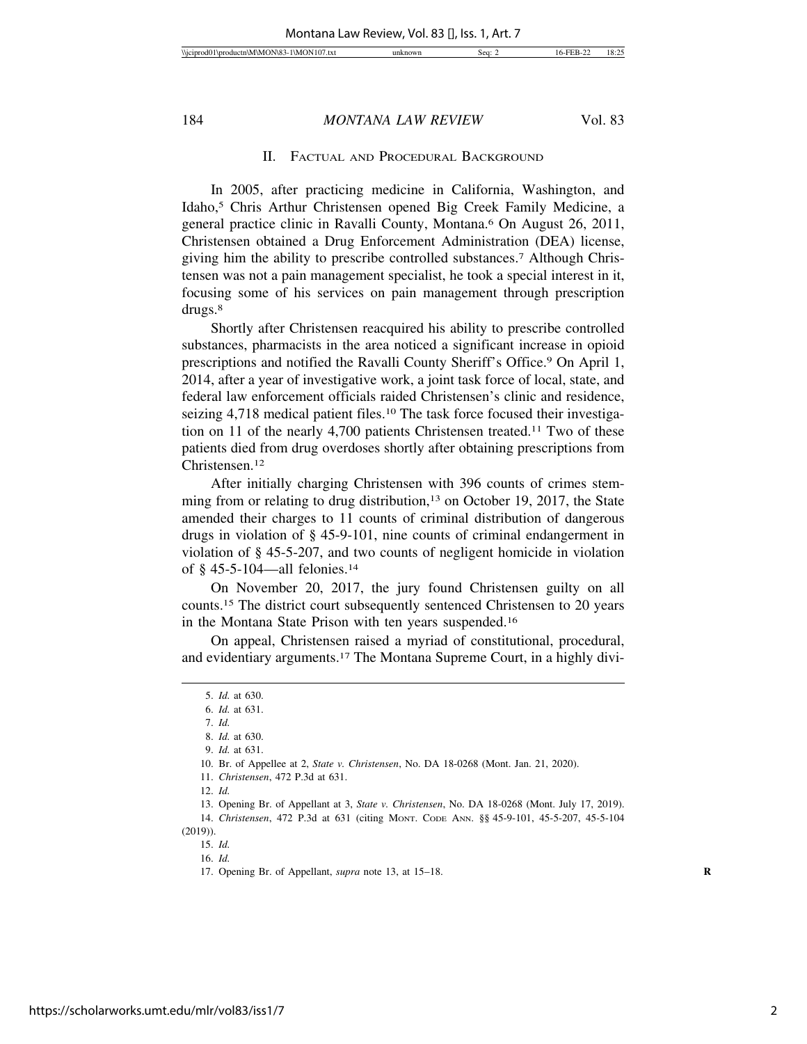## II. Factual and Procedural Background

In 2005, after practicing medicine in California, Washington, and Idaho,[5] Chris Arthur Christensen opened Big Creek Family Medicine, a general practice clinic in Ravalli County, Montana.[6] On August 26, 2011, Christensen obtained a Drug Enforcement Administration (DEA) license, giving him the ability to prescribe controlled substances.[7] Although Christensen was not a pain management specialist, he took a special interest in it, focusing some of his services on pain management through prescription drugs.[8]

Shortly after Christensen reacquired his ability to prescribe controlled substances, pharmacists in the area noticed a significant increase in opioid prescriptions and notified the Ravalli County Sheriff's Office.[9] On April 1, 2014, after a year of investigative work, a joint task force of local, state, and federal law enforcement officials raided Christensen's clinic and residence, seizing 4,718 medical patient files.[10] The task force focused their investigation on 11 of the nearly 4,700 patients Christensen treated.[11] Two of these patients died from drug overdoses shortly after obtaining prescriptions from Christensen.[12]

After initially charging Christensen with 396 counts of crimes stemming from or relating to drug distribution,[13] on October 19, 2017, the State amended their charges to 11 counts of criminal distribution of dangerous drugs in violation of § 45-9-101, nine counts of criminal endangerment in violation of § 45-5-207, and two counts of negligent homicide in violation of § 45-5-104—all felonies.[14]

On November 20, 2017, the jury found Christensen guilty on all counts.[15] The district court subsequently sentenced Christensen to 20 years in the Montana State Prison with ten years suspended.[16]

On appeal, Christensen raised a myriad of constitutional, procedural, and evidentiary arguments.[17] The Montana Supreme Court, in a highly divi-

---

5. *Id.* at 630.
6. *Id.* at 631.
7. *Id.*
8. *Id.* at 630.
9. *Id.* at 631.
10. Br. of Appellee at 2, *State v. Christensen*, No. DA 18-0268 (Mont. Jan. 21, 2020).
11. *Christensen*, 472 P.3d at 631.
12. *Id.*
13. Opening Br. of Appellant at 3, *State v. Christensen*, No. DA 18-0268 (Mont. July 17, 2019).
14. *Christensen*, 472 P.3d at 631 (citing Mont. Code Ann. §§ 45-9-101, 45-5-207, 45-5-104 (2019)).
15. *Id.*
16. *Id.*
17. Opening Br. of Appellant, *supra* note 13, at 15–18.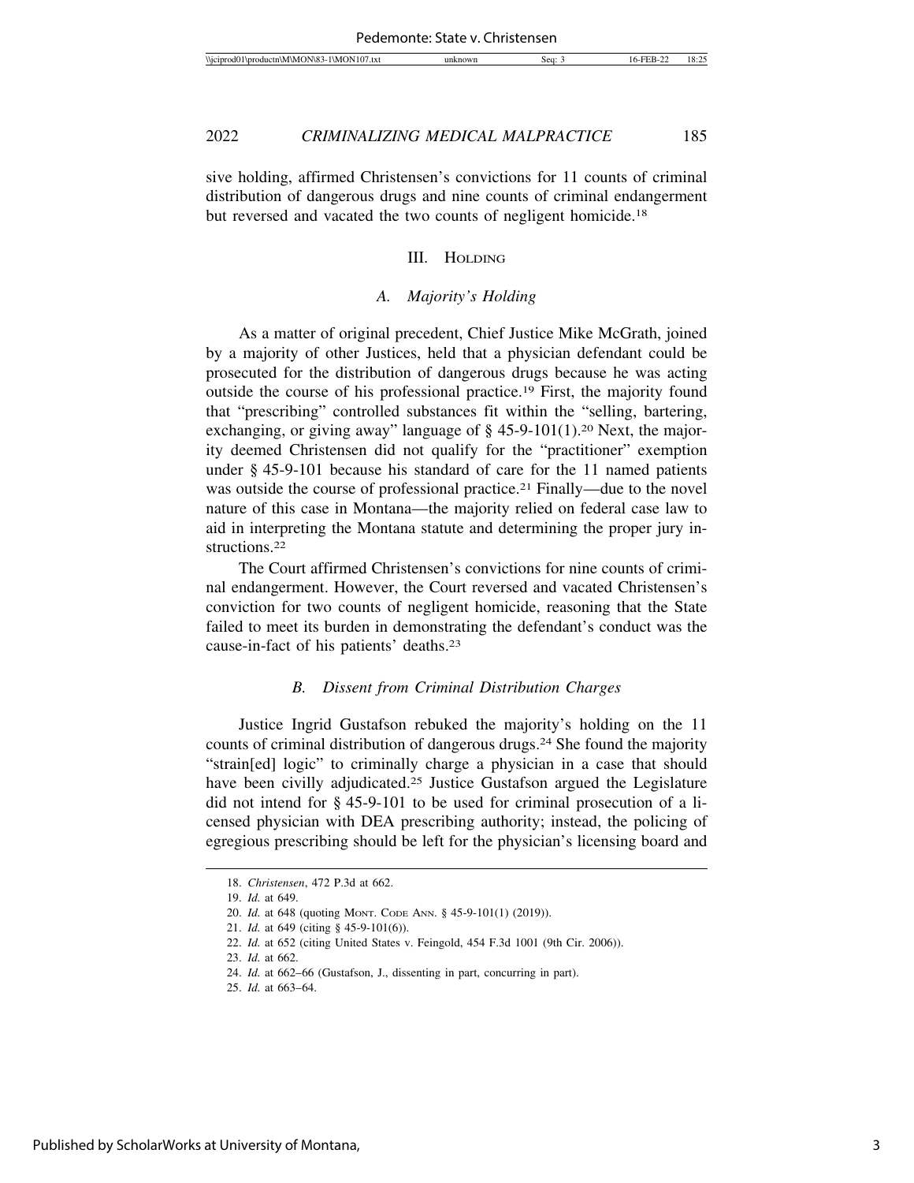sive holding, affirmed Christensen's convictions for 11 counts of criminal distribution of dangerous drugs and nine counts of criminal endangerment but reversed and vacated the two counts of negligent homicide.[18]

## III. Holding

### *A. Majority's Holding*

As a matter of original precedent, Chief Justice Mike McGrath, joined by a majority of other Justices, held that a physician defendant could be prosecuted for the distribution of dangerous drugs because he was acting outside the course of his professional practice.[19] First, the majority found that "prescribing" controlled substances fit within the "selling, bartering, exchanging, or giving away" language of § 45-9-101(1).[20] Next, the majority deemed Christensen did not qualify for the "practitioner" exemption under § 45-9-101 because his standard of care for the 11 named patients was outside the course of professional practice.[21] Finally—due to the novel nature of this case in Montana—the majority relied on federal case law to aid in interpreting the Montana statute and determining the proper jury instructions.[22]

The Court affirmed Christensen's convictions for nine counts of criminal endangerment. However, the Court reversed and vacated Christensen's conviction for two counts of negligent homicide, reasoning that the State failed to meet its burden in demonstrating the defendant's conduct was the cause-in-fact of his patients' deaths.[23]

### *B. Dissent from Criminal Distribution Charges*

Justice Ingrid Gustafson rebuked the majority's holding on the 11 counts of criminal distribution of dangerous drugs.[24] She found the majority "strain[ed] logic" to criminally charge a physician in a case that should have been civilly adjudicated.[25] Justice Gustafson argued the Legislature did not intend for § 45-9-101 to be used for criminal prosecution of a licensed physician with DEA prescribing authority; instead, the policing of egregious prescribing should be left for the physician's licensing board and

18. *Christensen*, 472 P.3d at 662.

19. *Id.* at 649.

20. *Id.* at 648 (quoting Mont. Code Ann. § 45-9-101(1) (2019)).

21. *Id.* at 649 (citing § 45-9-101(6)).

22. *Id.* at 652 (citing United States v. Feingold, 454 F.3d 1001 (9th Cir. 2006)).

23. *Id.* at 662.

24. *Id.* at 662–66 (Gustafson, J., dissenting in part, concurring in part).

25. *Id.* at 663–64.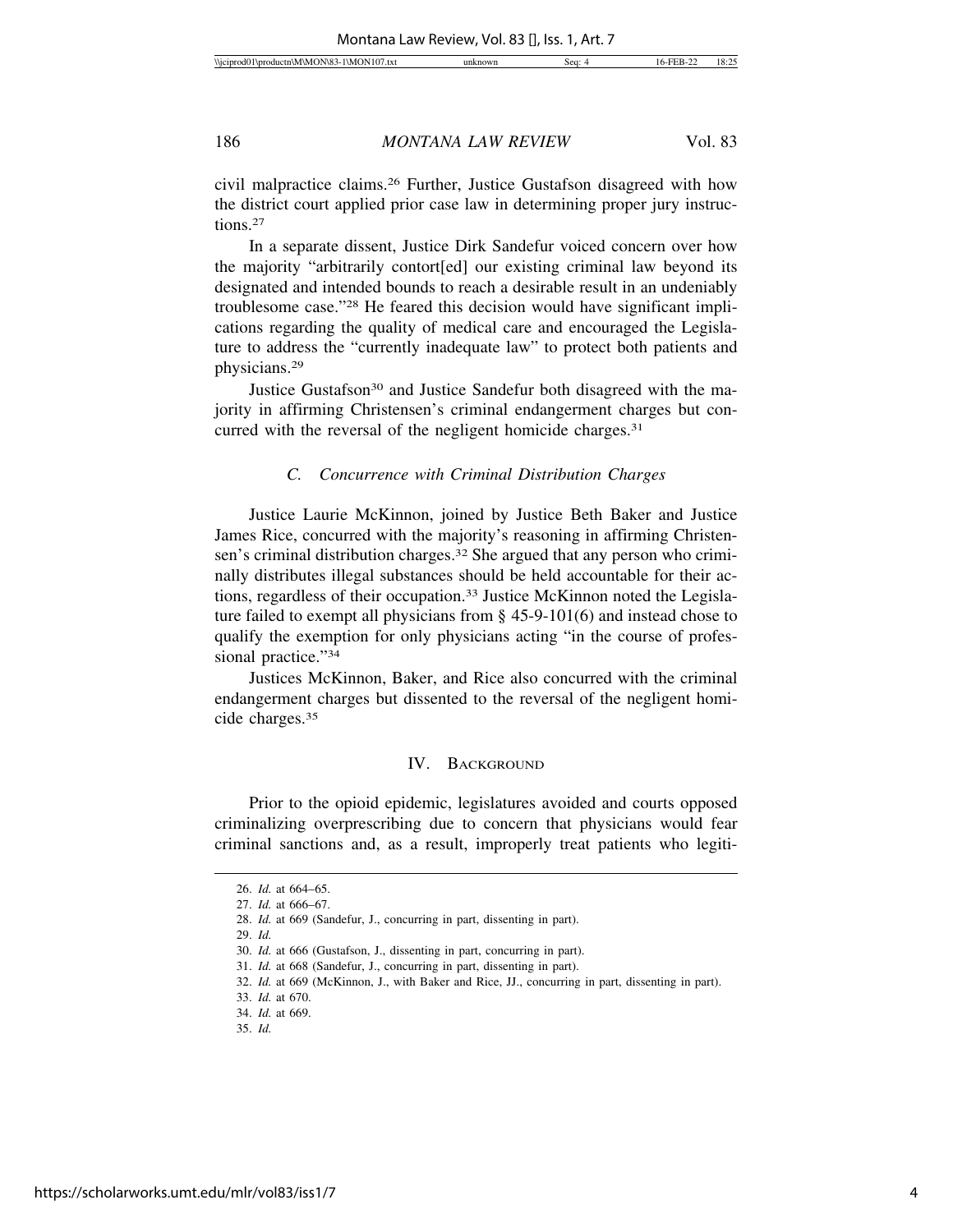civil malpractice claims.[26] Further, Justice Gustafson disagreed with how the district court applied prior case law in determining proper jury instructions.[27]

In a separate dissent, Justice Dirk Sandefur voiced concern over how the majority "arbitrarily contort[ed] our existing criminal law beyond its designated and intended bounds to reach a desirable result in an undeniably troublesome case."[28] He feared this decision would have significant implications regarding the quality of medical care and encouraged the Legislature to address the "currently inadequate law" to protect both patients and physicians.[29]

Justice Gustafson[30] and Justice Sandefur both disagreed with the majority in affirming Christensen's criminal endangerment charges but concurred with the reversal of the negligent homicide charges.[31]

### *C. Concurrence with Criminal Distribution Charges*

Justice Laurie McKinnon, joined by Justice Beth Baker and Justice James Rice, concurred with the majority's reasoning in affirming Christensen's criminal distribution charges.[32] She argued that any person who criminally distributes illegal substances should be held accountable for their actions, regardless of their occupation.[33] Justice McKinnon noted the Legislature failed to exempt all physicians from § 45-9-101(6) and instead chose to qualify the exemption for only physicians acting "in the course of professional practice."[34]

Justices McKinnon, Baker, and Rice also concurred with the criminal endangerment charges but dissented to the reversal of the negligent homicide charges.[35]

## IV. Background

Prior to the opioid epidemic, legislatures avoided and courts opposed criminalizing overprescribing due to concern that physicians would fear criminal sanctions and, as a result, improperly treat patients who legiti-

---

26. *Id.* at 664–65.
27. *Id.* at 666–67.
28. *Id.* at 669 (Sandefur, J., concurring in part, dissenting in part).
29. *Id.*
30. *Id.* at 666 (Gustafson, J., dissenting in part, concurring in part).
31. *Id.* at 668 (Sandefur, J., concurring in part, dissenting in part).
32. *Id.* at 669 (McKinnon, J., with Baker and Rice, JJ., concurring in part, dissenting in part).
33. *Id.* at 670.
34. *Id.* at 669.
35. *Id.*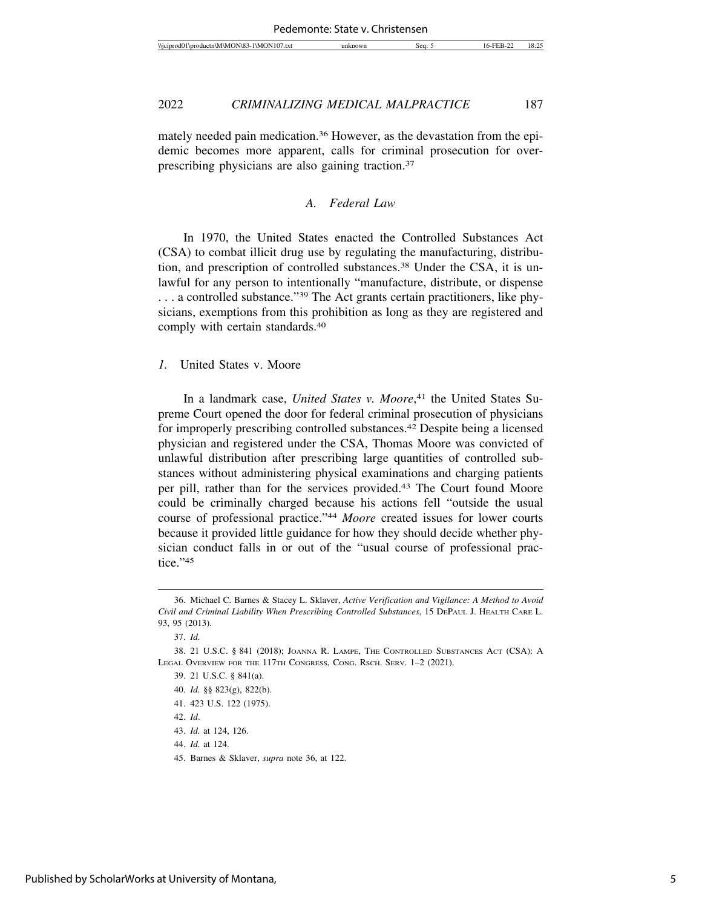mately needed pain medication.[36] However, as the devastation from the epidemic becomes more apparent, calls for criminal prosecution for over-prescribing physicians are also gaining traction.[37]

### *A. Federal Law*

In 1970, the United States enacted the Controlled Substances Act (CSA) to combat illicit drug use by regulating the manufacturing, distribution, and prescription of controlled substances.[38] Under the CSA, it is unlawful for any person to intentionally "manufacture, distribute, or dispense . . . a controlled substance."[39] The Act grants certain practitioners, like physicians, exemptions from this prohibition as long as they are registered and comply with certain standards.[40]

#### *1.* United States v. Moore

In a landmark case, *United States v. Moore*,[41] the United States Supreme Court opened the door for federal criminal prosecution of physicians for improperly prescribing controlled substances.[42] Despite being a licensed physician and registered under the CSA, Thomas Moore was convicted of unlawful distribution after prescribing large quantities of controlled substances without administering physical examinations and charging patients per pill, rather than for the services provided.[43] The Court found Moore could be criminally charged because his actions fell "outside the usual course of professional practice."[44] *Moore* created issues for lower courts because it provided little guidance for how they should decide whether physician conduct falls in or out of the "usual course of professional practice."[45]

---

36. Michael C. Barnes & Stacey L. Sklaver, *Active Verification and Vigilance: A Method to Avoid Civil and Criminal Liability When Prescribing Controlled Substances*, 15 DEPAUL J. HEALTH CARE L. 93, 95 (2013).

37. *Id.*

38. 21 U.S.C. § 841 (2018); JOANNA R. LAMPE, THE CONTROLLED SUBSTANCES ACT (CSA): A LEGAL OVERVIEW FOR THE 117TH CONGRESS, CONG. RSCH. SERV. 1–2 (2021).

39. 21 U.S.C. § 841(a).

40. *Id.* §§ 823(g), 822(b).

41. 423 U.S. 122 (1975).

42. *Id*.

43. *Id.* at 124, 126.

44. *Id.* at 124.

45. Barnes & Sklaver, *supra* note 36, at 122.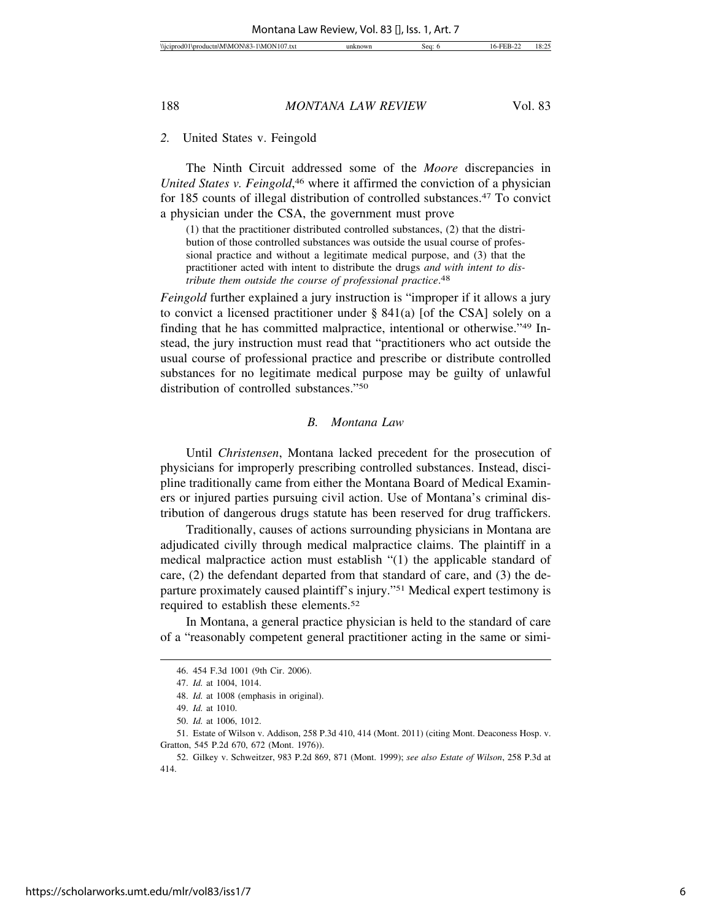### 2. United States v. Feingold

The Ninth Circuit addressed some of the *Moore* discrepancies in *United States v. Feingold*,[46] where it affirmed the conviction of a physician for 185 counts of illegal distribution of controlled substances.[47] To convict a physician under the CSA, the government must prove

> (1) that the practitioner distributed controlled substances, (2) that the distribution of those controlled substances was outside the usual course of professional practice and without a legitimate medical purpose, and (3) that the practitioner acted with intent to distribute the drugs *and with intent to distribute them outside the course of professional practice*.[48]

*Feingold* further explained a jury instruction is "improper if it allows a jury to convict a licensed practitioner under § 841(a) [of the CSA] solely on a finding that he has committed malpractice, intentional or otherwise."[49] Instead, the jury instruction must read that "practitioners who act outside the usual course of professional practice and prescribe or distribute controlled substances for no legitimate medical purpose may be guilty of unlawful distribution of controlled substances."[50]

## *B. Montana Law*

Until *Christensen*, Montana lacked precedent for the prosecution of physicians for improperly prescribing controlled substances. Instead, discipline traditionally came from either the Montana Board of Medical Examiners or injured parties pursuing civil action. Use of Montana's criminal distribution of dangerous drugs statute has been reserved for drug traffickers.

Traditionally, causes of actions surrounding physicians in Montana are adjudicated civilly through medical malpractice claims. The plaintiff in a medical malpractice action must establish "(1) the applicable standard of care, (2) the defendant departed from that standard of care, and (3) the departure proximately caused plaintiff's injury."[51] Medical expert testimony is required to establish these elements.[52]

In Montana, a general practice physician is held to the standard of care of a "reasonably competent general practitioner acting in the same or simi-

---

46. 454 F.3d 1001 (9th Cir. 2006).

47. *Id.* at 1004, 1014.

48. *Id.* at 1008 (emphasis in original).

49. *Id.* at 1010.

50. *Id.* at 1006, 1012.

51. Estate of Wilson v. Addison, 258 P.3d 410, 414 (Mont. 2011) (citing Mont. Deaconess Hosp. v. Gratton, 545 P.2d 670, 672 (Mont. 1976)).

52. Gilkey v. Schweitzer, 983 P.2d 869, 871 (Mont. 1999); *see also Estate of Wilson*, 258 P.3d at 414.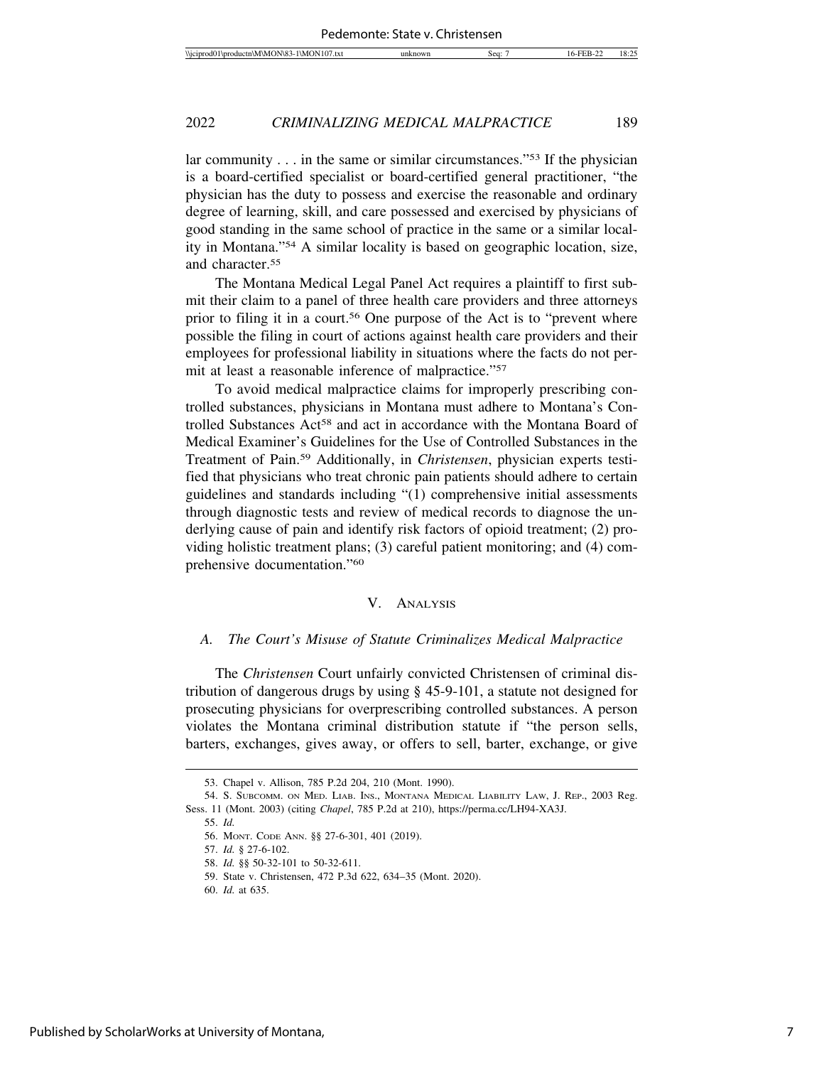lar community . . . in the same or similar circumstances."[53] If the physician is a board-certified specialist or board-certified general practitioner, "the physician has the duty to possess and exercise the reasonable and ordinary degree of learning, skill, and care possessed and exercised by physicians of good standing in the same school of practice in the same or a similar locality in Montana."[54] A similar locality is based on geographic location, size, and character.[55]

The Montana Medical Legal Panel Act requires a plaintiff to first submit their claim to a panel of three health care providers and three attorneys prior to filing it in a court.[56] One purpose of the Act is to "prevent where possible the filing in court of actions against health care providers and their employees for professional liability in situations where the facts do not permit at least a reasonable inference of malpractice."[57]

To avoid medical malpractice claims for improperly prescribing controlled substances, physicians in Montana must adhere to Montana's Controlled Substances Act[58] and act in accordance with the Montana Board of Medical Examiner's Guidelines for the Use of Controlled Substances in the Treatment of Pain.[59] Additionally, in *Christensen*, physician experts testified that physicians who treat chronic pain patients should adhere to certain guidelines and standards including "(1) comprehensive initial assessments through diagnostic tests and review of medical records to diagnose the underlying cause of pain and identify risk factors of opioid treatment; (2) providing holistic treatment plans; (3) careful patient monitoring; and (4) comprehensive documentation."[60]

## V. Analysis

### *A. The Court's Misuse of Statute Criminalizes Medical Malpractice*

The *Christensen* Court unfairly convicted Christensen of criminal distribution of dangerous drugs by using § 45-9-101, a statute not designed for prosecuting physicians for overprescribing controlled substances. A person violates the Montana criminal distribution statute if "the person sells, barters, exchanges, gives away, or offers to sell, barter, exchange, or give

---

53. Chapel v. Allison, 785 P.2d 204, 210 (Mont. 1990).

54. S. Subcomm. on Med. Liab. Ins., Montana Medical Liability Law, J. Rep., 2003 Reg. Sess. 11 (Mont. 2003) (citing *Chapel*, 785 P.2d at 210), https://perma.cc/LH94-XA3J.

55. *Id.*

56. Mont. Code Ann. §§ 27-6-301, 401 (2019).

57. *Id.* § 27-6-102.

58. *Id.* §§ 50-32-101 to 50-32-611.

59. State v. Christensen, 472 P.3d 622, 634–35 (Mont. 2020).

60. *Id.* at 635.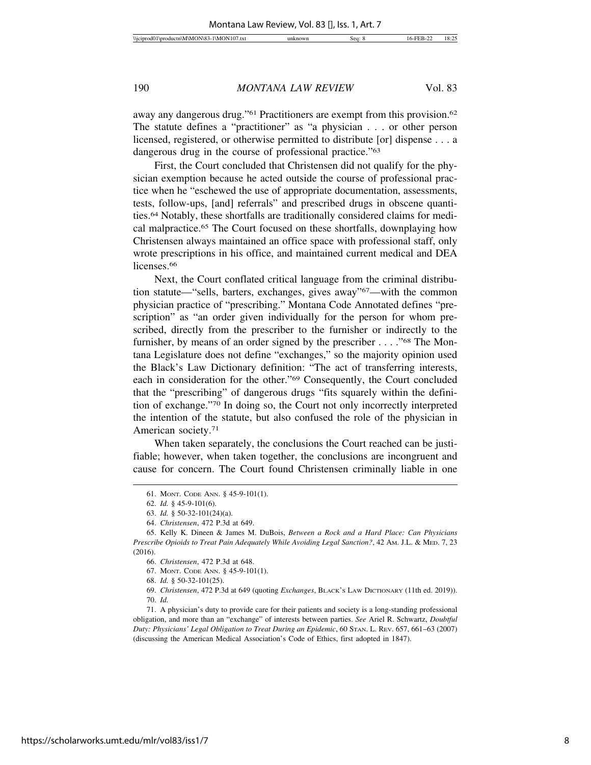away any dangerous drug."[61] Practitioners are exempt from this provision.[62] The statute defines a "practitioner" as "a physician . . . or other person licensed, registered, or otherwise permitted to distribute [or] dispense . . . a dangerous drug in the course of professional practice."[63]

First, the Court concluded that Christensen did not qualify for the physician exemption because he acted outside the course of professional practice when he "eschewed the use of appropriate documentation, assessments, tests, follow-ups, [and] referrals" and prescribed drugs in obscene quantities.[64] Notably, these shortfalls are traditionally considered claims for medical malpractice.[65] The Court focused on these shortfalls, downplaying how Christensen always maintained an office space with professional staff, only wrote prescriptions in his office, and maintained current medical and DEA licenses.[66]

Next, the Court conflated critical language from the criminal distribution statute—"sells, barters, exchanges, gives away"[67]—with the common physician practice of "prescribing." Montana Code Annotated defines "prescription" as "an order given individually for the person for whom prescribed, directly from the prescriber to the furnisher or indirectly to the furnisher, by means of an order signed by the prescriber . . . ."[68] The Montana Legislature does not define "exchanges," so the majority opinion used the Black's Law Dictionary definition: "The act of transferring interests, each in consideration for the other."[69] Consequently, the Court concluded that the "prescribing" of dangerous drugs "fits squarely within the definition of exchange."[70] In doing so, the Court not only incorrectly interpreted the intention of the statute, but also confused the role of the physician in American society.[71]

When taken separately, the conclusions the Court reached can be justifiable; however, when taken together, the conclusions are incongruent and cause for concern. The Court found Christensen criminally liable in one

---

61. MONT. CODE ANN. § 45-9-101(1).

62. *Id.* § 45-9-101(6).

63. *Id.* § 50-32-101(24)(a).

64. *Christensen*, 472 P.3d at 649.

65. Kelly K. Dineen & James M. DuBois, *Between a Rock and a Hard Place: Can Physicians Prescribe Opioids to Treat Pain Adequately While Avoiding Legal Sanction?*, 42 AM. J.L. & MED. 7, 23 (2016).

66. *Christensen*, 472 P.3d at 648.

67. MONT. CODE ANN. § 45-9-101(1).

68. *Id.* § 50-32-101(25).

69. *Christensen*, 472 P.3d at 649 (quoting *Exchanges*, BLACK'S LAW DICTIONARY (11th ed. 2019)).

70. *Id.*

71. A physician's duty to provide care for their patients and society is a long-standing professional obligation, and more than an "exchange" of interests between parties. *See* Ariel R. Schwartz, *Doubtful Duty: Physicians' Legal Obligation to Treat During an Epidemic*, 60 STAN. L. REV. 657, 661–63 (2007) (discussing the American Medical Association's Code of Ethics, first adopted in 1847).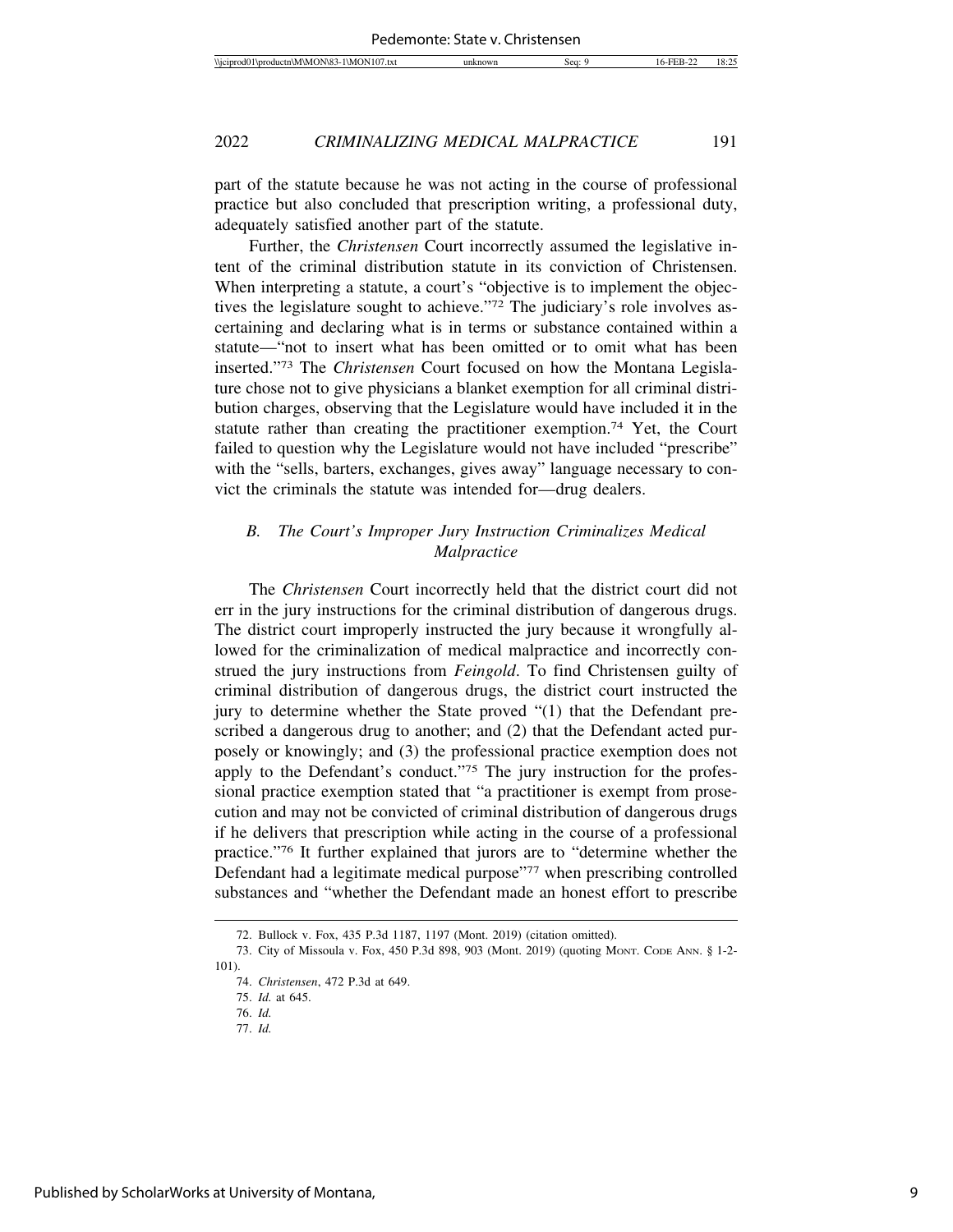part of the statute because he was not acting in the course of professional practice but also concluded that prescription writing, a professional duty, adequately satisfied another part of the statute.

Further, the *Christensen* Court incorrectly assumed the legislative intent of the criminal distribution statute in its conviction of Christensen. When interpreting a statute, a court's "objective is to implement the objectives the legislature sought to achieve."[72] The judiciary's role involves ascertaining and declaring what is in terms or substance contained within a statute—"not to insert what has been omitted or to omit what has been inserted."[73] The *Christensen* Court focused on how the Montana Legislature chose not to give physicians a blanket exemption for all criminal distribution charges, observing that the Legislature would have included it in the statute rather than creating the practitioner exemption.[74] Yet, the Court failed to question why the Legislature would not have included "prescribe" with the "sells, barters, exchanges, gives away" language necessary to convict the criminals the statute was intended for—drug dealers.

### *B. The Court's Improper Jury Instruction Criminalizes Medical Malpractice*

The *Christensen* Court incorrectly held that the district court did not err in the jury instructions for the criminal distribution of dangerous drugs. The district court improperly instructed the jury because it wrongfully allowed for the criminalization of medical malpractice and incorrectly construed the jury instructions from *Feingold*. To find Christensen guilty of criminal distribution of dangerous drugs, the district court instructed the jury to determine whether the State proved "(1) that the Defendant prescribed a dangerous drug to another; and (2) that the Defendant acted purposely or knowingly; and (3) the professional practice exemption does not apply to the Defendant's conduct."[75] The jury instruction for the professional practice exemption stated that "a practitioner is exempt from prosecution and may not be convicted of criminal distribution of dangerous drugs if he delivers that prescription while acting in the course of a professional practice."[76] It further explained that jurors are to "determine whether the Defendant had a legitimate medical purpose"[77] when prescribing controlled substances and "whether the Defendant made an honest effort to prescribe

---

72. Bullock v. Fox, 435 P.3d 1187, 1197 (Mont. 2019) (citation omitted).

73. City of Missoula v. Fox, 450 P.3d 898, 903 (Mont. 2019) (quoting MONT. CODE ANN. § 1-2-101).

74. *Christensen*, 472 P.3d at 649.

75. *Id.* at 645.

76. *Id.*

77. *Id.*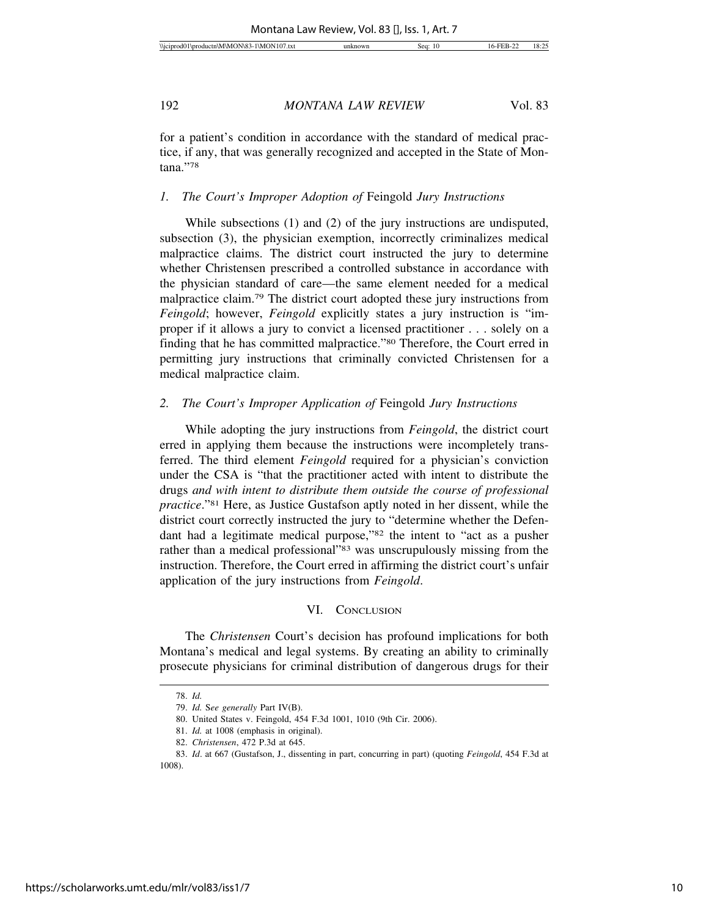for a patient's condition in accordance with the standard of medical practice, if any, that was generally recognized and accepted in the State of Montana."[78]

### 1. *The Court's Improper Adoption of* Feingold *Jury Instructions*

While subsections (1) and (2) of the jury instructions are undisputed, subsection (3), the physician exemption, incorrectly criminalizes medical malpractice claims. The district court instructed the jury to determine whether Christensen prescribed a controlled substance in accordance with the physician standard of care—the same element needed for a medical malpractice claim.[79] The district court adopted these jury instructions from *Feingold*; however, *Feingold* explicitly states a jury instruction is "improper if it allows a jury to convict a licensed practitioner . . . solely on a finding that he has committed malpractice."[80] Therefore, the Court erred in permitting jury instructions that criminally convicted Christensen for a medical malpractice claim.

### 2. *The Court's Improper Application of* Feingold *Jury Instructions*

While adopting the jury instructions from *Feingold*, the district court erred in applying them because the instructions were incompletely transferred. The third element *Feingold* required for a physician's conviction under the CSA is "that the practitioner acted with intent to distribute the drugs *and with intent to distribute them outside the course of professional practice*."[81] Here, as Justice Gustafson aptly noted in her dissent, while the district court correctly instructed the jury to "determine whether the Defendant had a legitimate medical purpose,"[82] the intent to "act as a pusher rather than a medical professional"[83] was unscrupulously missing from the instruction. Therefore, the Court erred in affirming the district court's unfair application of the jury instructions from *Feingold*.

## VI. Conclusion

The *Christensen* Court's decision has profound implications for both Montana's medical and legal systems. By creating an ability to criminally prosecute physicians for criminal distribution of dangerous drugs for their

---

78. *Id.*

79. *Id.* S*ee generally* Part IV(B).

80. United States v. Feingold, 454 F.3d 1001, 1010 (9th Cir. 2006).

81. *Id.* at 1008 (emphasis in original).

82. *Christensen*, 472 P.3d at 645.

83. *Id*. at 667 (Gustafson, J., dissenting in part, concurring in part) (quoting *Feingold*, 454 F.3d at 1008).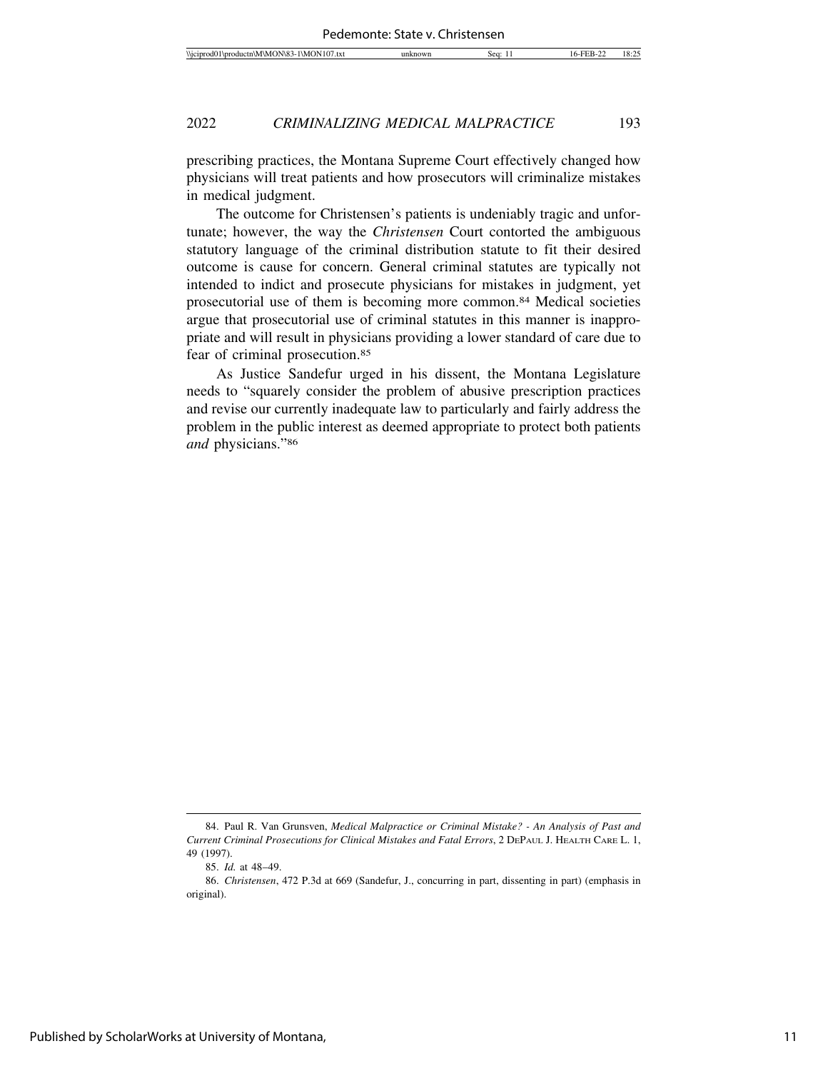prescribing practices, the Montana Supreme Court effectively changed how physicians will treat patients and how prosecutors will criminalize mistakes in medical judgment.

The outcome for Christensen's patients is undeniably tragic and unfortunate; however, the way the *Christensen* Court contorted the ambiguous statutory language of the criminal distribution statute to fit their desired outcome is cause for concern. General criminal statutes are typically not intended to indict and prosecute physicians for mistakes in judgment, yet prosecutorial use of them is becoming more common.[84] Medical societies argue that prosecutorial use of criminal statutes in this manner is inappropriate and will result in physicians providing a lower standard of care due to fear of criminal prosecution.[85]

As Justice Sandefur urged in his dissent, the Montana Legislature needs to "squarely consider the problem of abusive prescription practices and revise our currently inadequate law to particularly and fairly address the problem in the public interest as deemed appropriate to protect both patients *and* physicians."[86]

---

84. Paul R. Van Grunsven, *Medical Malpractice or Criminal Mistake? - An Analysis of Past and Current Criminal Prosecutions for Clinical Mistakes and Fatal Errors*, 2 DePaul J. Health Care L. 1, 49 (1997).

85. *Id.* at 48–49.

86. *Christensen*, 472 P.3d at 669 (Sandefur, J., concurring in part, dissenting in part) (emphasis in original).